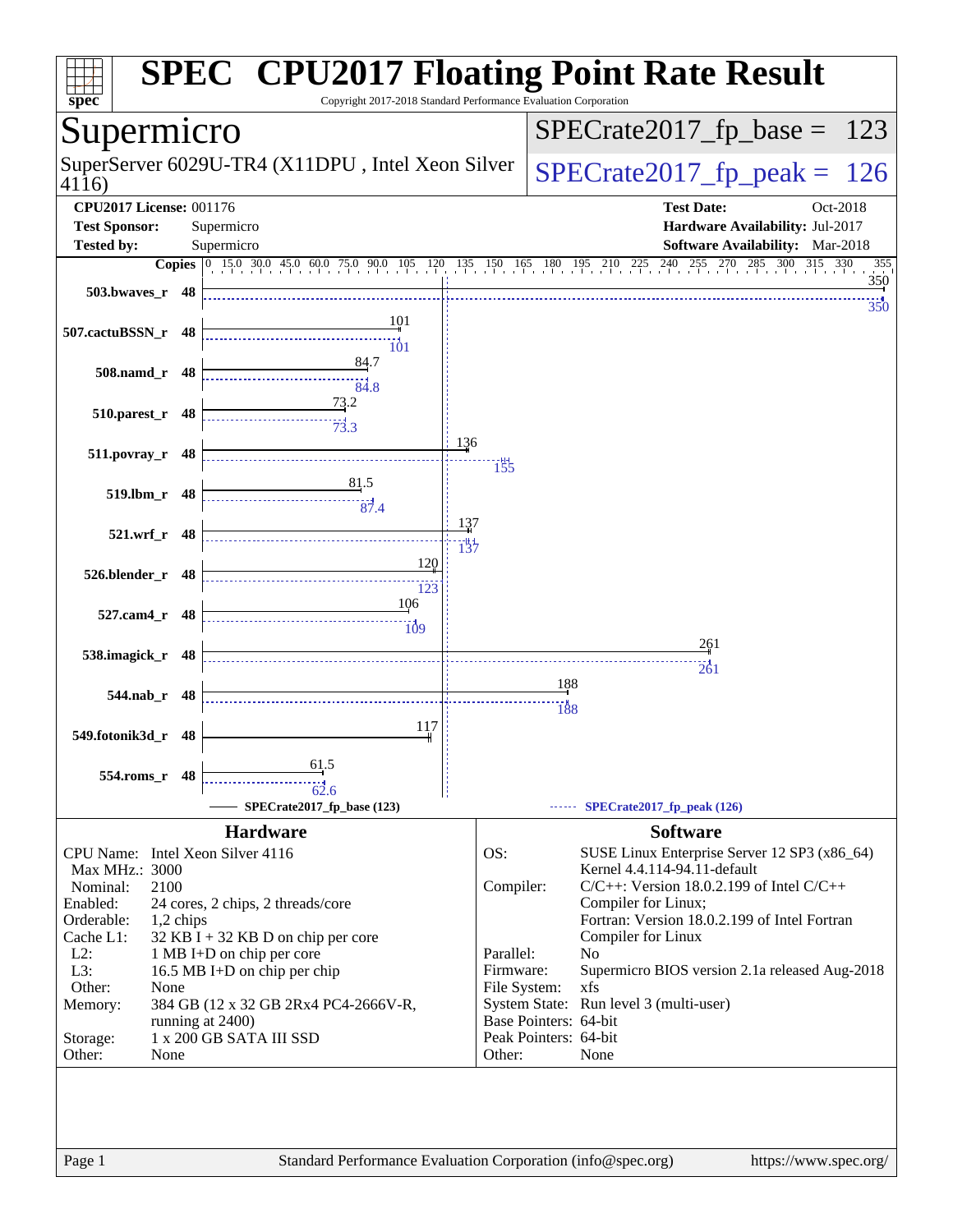# SPEC CPU2017 Floating Point Rate Result

Copyright 2017-2018 Standard Performance Evaluation Corporation

## Supermicro

SuperServer 6029U-TR4 (X11DPU , Intel Xeon Silver 4116)

SPECrate2017_fp_base = 123

SPECrate2017_fp_peak = 126

**CPU2017 License:** 001176
**Test Sponsor:** Supermicro
**Tested by:** Supermicro

**Test Date:** Oct-2018
**Hardware Availability:** Jul-2017
**Software Availability:** Mar-2018

| Benchmark | Copies | Base | Peak |
|---|---|---|---|
| 503.bwaves_r | 48 | 350 | 350 |
| 507.cactuBSSN_r | 48 | 101 | 101 |
| 508.namd_r | 48 | 84.7 | 84.8 |
| 510.parest_r | 48 | 73.2 | 73.3 |
| 511.povray_r | 48 | 136 | 155 |
| 519.lbm_r | 48 | 81.5 | 87.4 |
| 521.wrf_r | 48 | 137 | 137 |
| 526.blender_r | 48 | 120 | 123 |
| 527.cam4_r | 48 | 106 | 109 |
| 538.imagick_r | 48 | 261 | 261 |
| 544.nab_r | 48 | 188 | 188 |
| 549.fotonik3d_r | 48 | 117 | |
| 554.roms_r | 48 | 61.5 | 62.6 |

SPECrate2017_fp_base (123) — SPECrate2017_fp_peak (126)

## Hardware

| | |
|---|---|
| CPU Name: | Intel Xeon Silver 4116 |
| Max MHz.: | 3000 |
| Nominal: | 2100 |
| Enabled: | 24 cores, 2 chips, 2 threads/core |
| Orderable: | 1,2 chips |
| Cache L1: | 32 KB I + 32 KB D on chip per core |
| L2: | 1 MB I+D on chip per core |
| L3: | 16.5 MB I+D on chip per chip |
| Other: | None |
| Memory: | 384 GB (12 x 32 GB 2Rx4 PC4-2666V-R, running at 2400) |
| Storage: | 1 x 200 GB SATA III SSD |
| Other: | None |

## Software

| | |
|---|---|
| OS: | SUSE Linux Enterprise Server 12 SP3 (x86_64) Kernel 4.4.114-94.11-default |
| Compiler: | C/C++: Version 18.0.2.199 of Intel C/C++ Compiler for Linux; Fortran: Version 18.0.2.199 of Intel Fortran Compiler for Linux |
| Parallel: | No |
| Firmware: | Supermicro BIOS version 2.1a released Aug-2018 |
| File System: | xfs |
| System State: | Run level 3 (multi-user) |
| Base Pointers: | 64-bit |
| Peak Pointers: | 64-bit |
| Other: | None |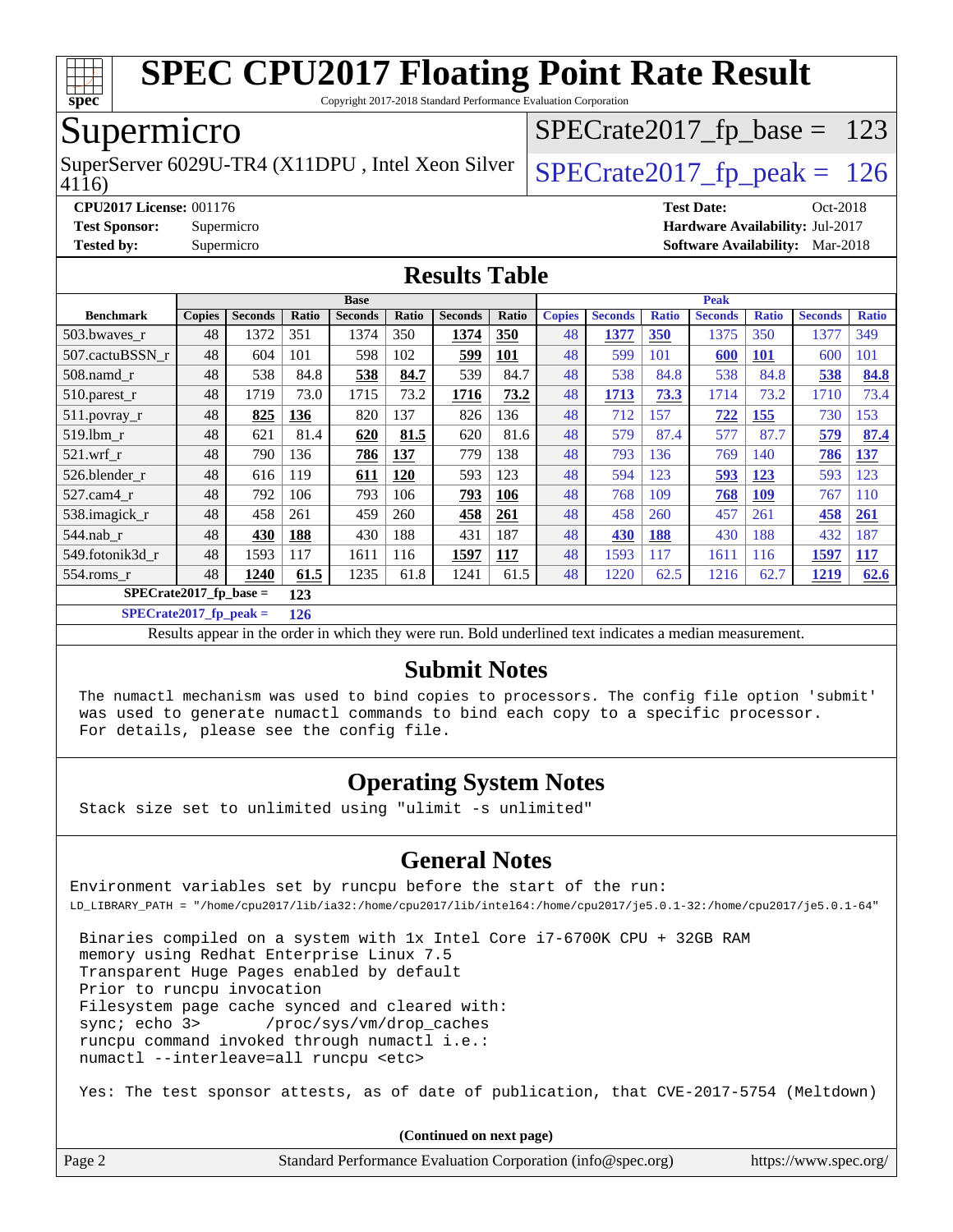# SPEC CPU2017 Floating Point Rate Result

Copyright 2017-2018 Standard Performance Evaluation Corporation

## Supermicro

SuperServer 6029U-TR4 (X11DPU , Intel Xeon Silver 4116)

SPECrate2017_fp_base = 123

SPECrate2017_fp_peak = 126

**CPU2017 License:** 001176
**Test Sponsor:** Supermicro
**Tested by:** Supermicro

**Test Date:** Oct-2018
**Hardware Availability:** Jul-2017
**Software Availability:** Mar-2018

## Results Table

| Benchmark | Base | | | | | | | Peak | | | | | | |
|---|---|---|---|---|---|---|---|---|---|---|---|---|---|---|
| | Copies | Seconds | Ratio | Seconds | Ratio | Seconds | Ratio | Copies | Seconds | Ratio | Seconds | Ratio | Seconds | Ratio |
| 503.bwaves_r | 48 | 1372 | 351 | 1374 | 350 | **1374** | **350** | 48 | **1377** | **350** | 1375 | 350 | 1377 | 349 |
| 507.cactuBSSN_r | 48 | 604 | 101 | 598 | 102 | **599** | **101** | 48 | 599 | 101 | **600** | **101** | 600 | 101 |
| 508.namd_r | 48 | 538 | 84.8 | **538** | **84.7** | 539 | 84.7 | 48 | 538 | 84.8 | 538 | 84.8 | **538** | **84.8** |
| 510.parest_r | 48 | 1719 | 73.0 | 1715 | 73.2 | **1716** | **73.2** | 48 | **1713** | **73.3** | 1714 | 73.2 | 1710 | 73.4 |
| 511.povray_r | 48 | **825** | **136** | 820 | 137 | 826 | 136 | 48 | 712 | 157 | **722** | **155** | 730 | 153 |
| 519.lbm_r | 48 | 621 | 81.4 | **620** | **81.5** | 620 | 81.6 | 48 | 579 | 87.4 | 577 | 87.7 | **579** | **87.4** |
| 521.wrf_r | 48 | 790 | 136 | **786** | **137** | 779 | 138 | 48 | 793 | 136 | 769 | 140 | **786** | **137** |
| 526.blender_r | 48 | 616 | 119 | **611** | **120** | 593 | 123 | 48 | 594 | 123 | **593** | **123** | 593 | 123 |
| 527.cam4_r | 48 | 792 | 106 | 793 | 106 | **793** | **106** | 48 | 768 | 109 | **768** | **109** | 767 | 110 |
| 538.imagick_r | 48 | 458 | 261 | 459 | 260 | **458** | **261** | 48 | 458 | 260 | 457 | 261 | **458** | **261** |
| 544.nab_r | 48 | **430** | **188** | 430 | 188 | 431 | 187 | 48 | **430** | **188** | 430 | 188 | 432 | 187 |
| 549.fotonik3d_r | 48 | 1593 | 117 | 1611 | 116 | **1597** | **117** | 48 | 1593 | 117 | 1611 | 116 | **1597** | **117** |
| 554.roms_r | 48 | **1240** | **61.5** | 1235 | 61.8 | 1241 | 61.5 | 48 | 1220 | 62.5 | 1216 | 62.7 | **1219** | **62.6** |

**SPECrate2017_fp_base = 123**

**SPECrate2017_fp_peak = 126**

Results appear in the order in which they were run. Bold underlined text indicates a median measurement.

## Submit Notes

The numactl mechanism was used to bind copies to processors. The config file option 'submit' was used to generate numactl commands to bind each copy to a specific processor. For details, please see the config file.

## Operating System Notes

Stack size set to unlimited using "ulimit -s unlimited"

## General Notes

Environment variables set by runcpu before the start of the run:
LD_LIBRARY_PATH = "/home/cpu2017/lib/ia32:/home/cpu2017/lib/intel64:/home/cpu2017/je5.0.1-32:/home/cpu2017/je5.0.1-64"

Binaries compiled on a system with 1x Intel Core i7-6700K CPU + 32GB RAM
memory using Redhat Enterprise Linux 7.5
Transparent Huge Pages enabled by default
Prior to runcpu invocation
Filesystem page cache synced and cleared with:
sync; echo 3>       /proc/sys/vm/drop_caches
runcpu command invoked through numactl i.e.:
numactl --interleave=all runcpu <etc>

Yes: The test sponsor attests, as of date of publication, that CVE-2017-5754 (Meltdown)

**(Continued on next page)**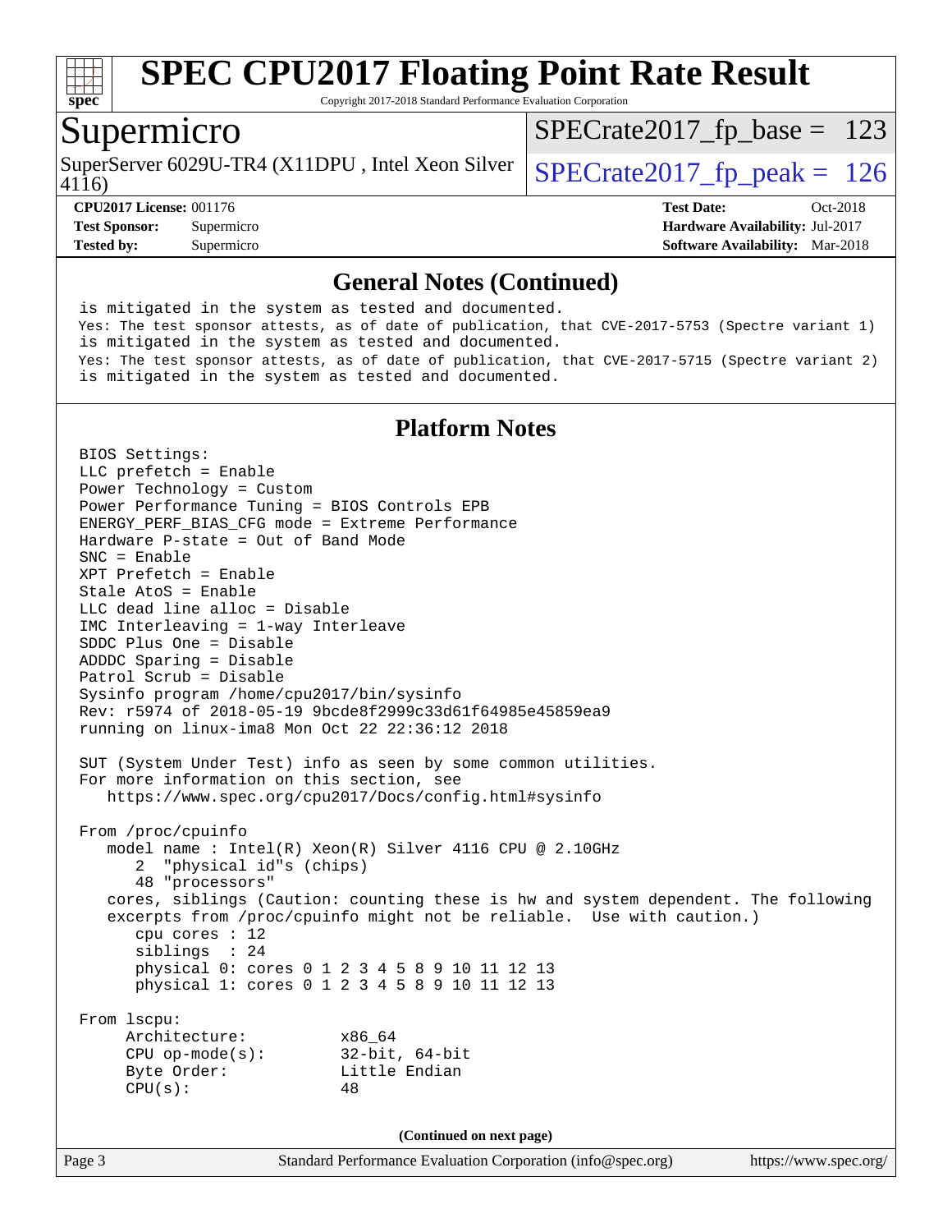## General Notes (Continued)

```
is mitigated in the system as tested and documented.
Yes: The test sponsor attests, as of date of publication, that CVE-2017-5753 (Spectre variant 1)
is mitigated in the system as tested and documented.
Yes: The test sponsor attests, as of date of publication, that CVE-2017-5715 (Spectre variant 2)
is mitigated in the system as tested and documented.
```

## Platform Notes

```
BIOS Settings:
LLC prefetch = Enable
Power Technology = Custom
Power Performance Tuning = BIOS Controls EPB
ENERGY_PERF_BIAS_CFG mode = Extreme Performance
Hardware P-state = Out of Band Mode
SNC = Enable
XPT Prefetch = Enable
Stale AtoS = Enable
LLC dead line alloc = Disable
IMC Interleaving = 1-way Interleave
SDDC Plus One = Disable
ADDDC Sparing = Disable
Patrol Scrub = Disable
Sysinfo program /home/cpu2017/bin/sysinfo
Rev: r5974 of 2018-05-19 9bcde8f2999c33d61f64985e45859ea9
running on linux-ima8 Mon Oct 22 22:36:12 2018

SUT (System Under Test) info as seen by some common utilities.
For more information on this section, see
   https://www.spec.org/cpu2017/Docs/config.html#sysinfo

From /proc/cpuinfo
   model name : Intel(R) Xeon(R) Silver 4116 CPU @ 2.10GHz
      2  "physical id"s (chips)
      48 "processors"
   cores, siblings (Caution: counting these is hw and system dependent. The following
   excerpts from /proc/cpuinfo might not be reliable.  Use with caution.)
      cpu cores : 12
      siblings  : 24
      physical 0: cores 0 1 2 3 4 5 8 9 10 11 12 13
      physical 1: cores 0 1 2 3 4 5 8 9 10 11 12 13

From lscpu:
     Architecture:          x86_64
     CPU op-mode(s):        32-bit, 64-bit
     Byte Order:            Little Endian
     CPU(s):                48
```

(Continued on next page)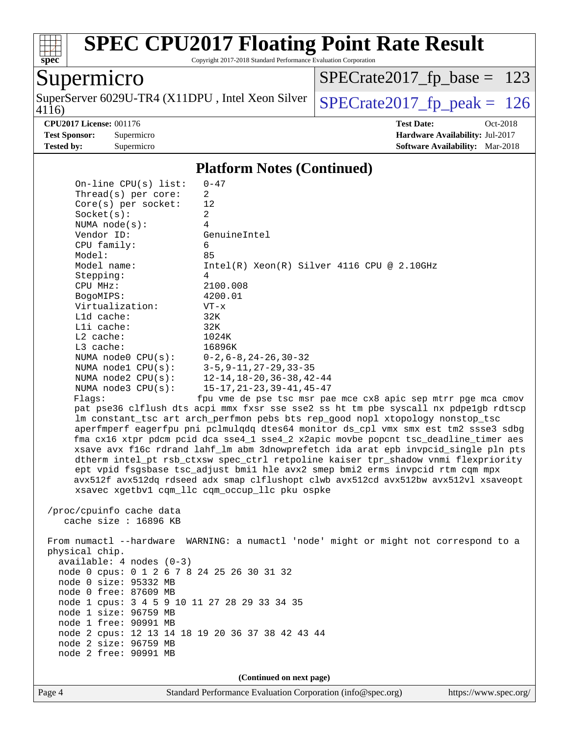# SPEC CPU2017 Floating Point Rate Result

Copyright 2017-2018 Standard Performance Evaluation Corporation

**Supermicro**

SuperServer 6029U-TR4 (X11DPU , Intel Xeon Silver 4116)

SPECrate2017_fp_base = 123

SPECrate2017_fp_peak = 126

**CPU2017 License:** 001176
**Test Sponsor:** Supermicro
**Tested by:** Supermicro

**Test Date:** Oct-2018
**Hardware Availability:** Jul-2017
**Software Availability:** Mar-2018

## Platform Notes (Continued)

```
    On-line CPU(s) list:   0-47
    Thread(s) per core:    2
    Core(s) per socket:    12
    Socket(s):             2
    NUMA node(s):          4
    Vendor ID:             GenuineIntel
    CPU family:            6
    Model:                 85
    Model name:            Intel(R) Xeon(R) Silver 4116 CPU @ 2.10GHz
    Stepping:              4
    CPU MHz:               2100.008
    BogoMIPS:              4200.01
    Virtualization:        VT-x
    L1d cache:             32K
    L1i cache:             32K
    L2 cache:              1024K
    L3 cache:              16896K
    NUMA node0 CPU(s):     0-2,6-8,24-26,30-32
    NUMA node1 CPU(s):     3-5,9-11,27-29,33-35
    NUMA node2 CPU(s):     12-14,18-20,36-38,42-44
    NUMA node3 CPU(s):     15-17,21-23,39-41,45-47
    Flags:                 fpu vme de pse tsc msr pae mce cx8 apic sep mtrr pge mca cmov
    pat pse36 clflush dts acpi mmx fxsr sse sse2 ss ht tm pbe syscall nx pdpe1gb rdtscp
    lm constant_tsc art arch_perfmon pebs bts rep_good nopl xtopology nonstop_tsc
    aperfmperf eagerfpu pni pclmulqdq dtes64 monitor ds_cpl vmx smx est tm2 ssse3 sdbg
    fma cx16 xtpr pdcm pcid dca sse4_1 sse4_2 x2apic movbe popcnt tsc_deadline_timer aes
    xsave avx f16c rdrand lahf_lm abm 3dnowprefetch ida arat epb invpcid_single pln pts
    dtherm intel_pt rsb_ctxsw spec_ctrl retpoline kaiser tpr_shadow vnmi flexpriority
    ept vpid fsgsbase tsc_adjust bmi1 hle avx2 smep bmi2 erms invpcid rtm cqm mpx
    avx512f avx512dq rdseed adx smap clflushopt clwb avx512cd avx512bw avx512vl xsaveopt
    xsavec xgetbv1 cqm_llc cqm_occup_llc pku ospke

 /proc/cpuinfo cache data
    cache size : 16896 KB

 From numactl --hardware  WARNING: a numactl 'node' might or might not correspond to a
 physical chip.
   available: 4 nodes (0-3)
   node 0 cpus: 0 1 2 6 7 8 24 25 26 30 31 32
   node 0 size: 95332 MB
   node 0 free: 87609 MB
   node 1 cpus: 3 4 5 9 10 11 27 28 29 33 34 35
   node 1 size: 96759 MB
   node 1 free: 90991 MB
   node 2 cpus: 12 13 14 18 19 20 36 37 38 42 43 44
   node 2 size: 96759 MB
   node 2 free: 90991 MB
```

(Continued on next page)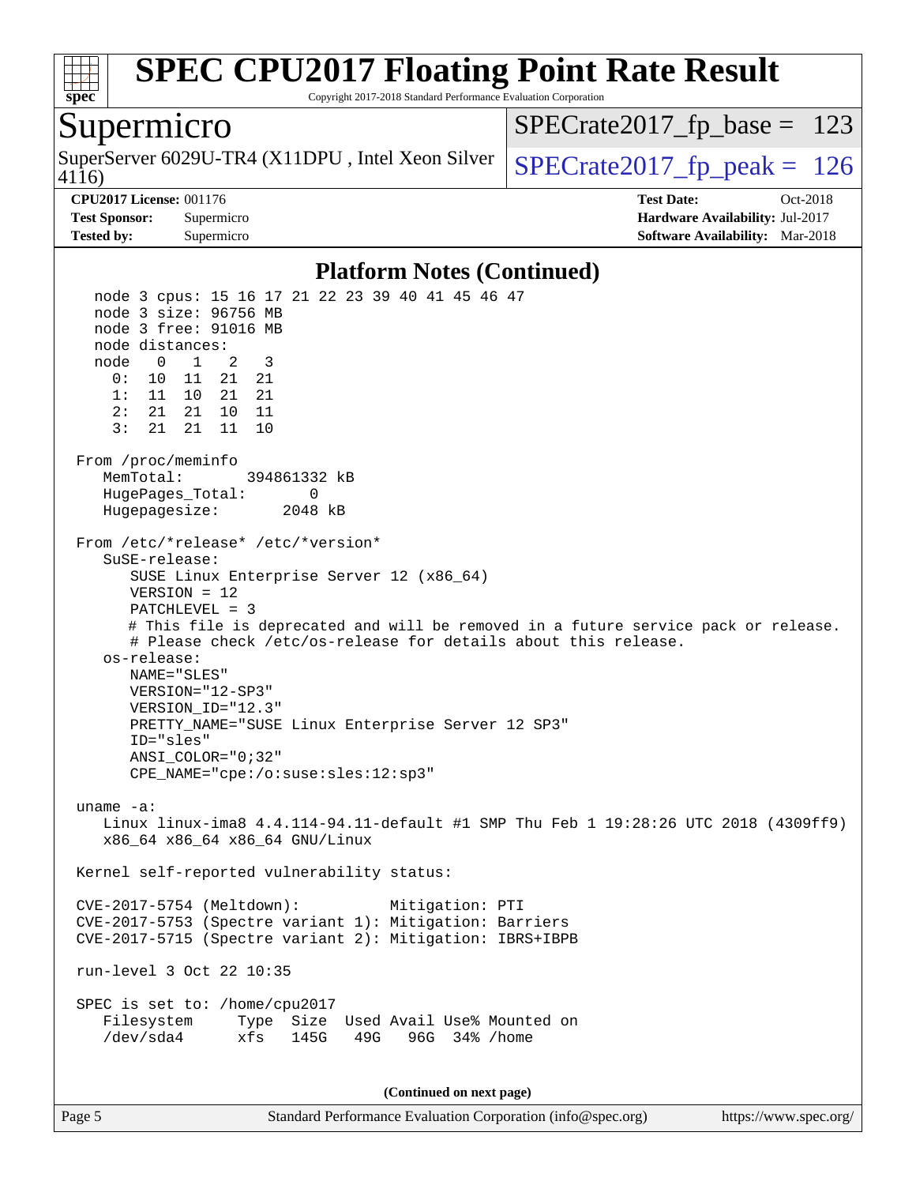## Platform Notes (Continued)

```
   node 3 cpus: 15 16 17 21 22 23 39 40 41 45 46 47
   node 3 size: 96756 MB
   node 3 free: 91016 MB
   node distances:
   node   0   1   2   3
     0:  10  11  21  21
     1:  11  10  21  21
     2:  21  21  10  11
     3:  21  21  11  10

 From /proc/meminfo
    MemTotal:       394861332 kB
    HugePages_Total:       0
    Hugepagesize:       2048 kB

 From /etc/*release* /etc/*version*
    SuSE-release:
       SUSE Linux Enterprise Server 12 (x86_64)
       VERSION = 12
       PATCHLEVEL = 3
       # This file is deprecated and will be removed in a future service pack or release.
       # Please check /etc/os-release for details about this release.
    os-release:
       NAME="SLES"
       VERSION="12-SP3"
       VERSION_ID="12.3"
       PRETTY_NAME="SUSE Linux Enterprise Server 12 SP3"
       ID="sles"
       ANSI_COLOR="0;32"
       CPE_NAME="cpe:/o:suse:sles:12:sp3"

 uname -a:
    Linux linux-ima8 4.4.114-94.11-default #1 SMP Thu Feb 1 19:28:26 UTC 2018 (4309ff9)
    x86_64 x86_64 x86_64 GNU/Linux

 Kernel self-reported vulnerability status:

 CVE-2017-5754 (Meltdown):          Mitigation: PTI
 CVE-2017-5753 (Spectre variant 1): Mitigation: Barriers
 CVE-2017-5715 (Spectre variant 2): Mitigation: IBRS+IBPB

 run-level 3 Oct 22 10:35

 SPEC is set to: /home/cpu2017
    Filesystem     Type  Size  Used Avail Use% Mounted on
    /dev/sda4      xfs   145G   49G   96G  34% /home
```

**(Continued on next page)**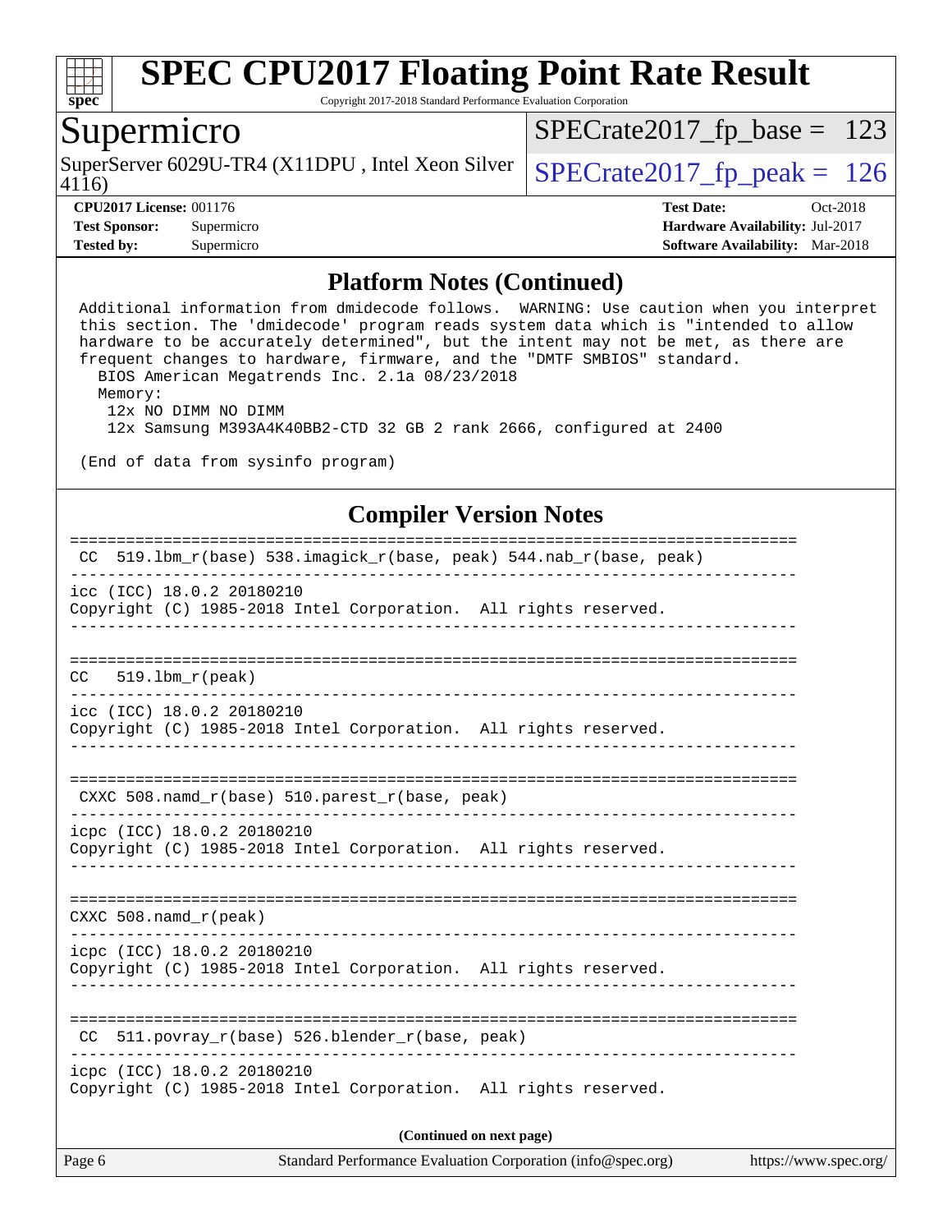# SPEC CPU2017 Floating Point Rate Result

Copyright 2017-2018 Standard Performance Evaluation Corporation

## Supermicro

SuperServer 6029U-TR4 (X11DPU , Intel Xeon Silver 4116)

SPECrate2017_fp_base = 123

SPECrate2017_fp_peak = 126

**CPU2017 License:** 001176
**Test Sponsor:** Supermicro
**Tested by:** Supermicro

**Test Date:** Oct-2018
**Hardware Availability:** Jul-2017
**Software Availability:** Mar-2018

## Platform Notes (Continued)

```
Additional information from dmidecode follows.  WARNING: Use caution when you interpret
this section. The 'dmidecode' program reads system data which is "intended to allow
hardware to be accurately determined", but the intent may not be met, as there are
frequent changes to hardware, firmware, and the "DMTF SMBIOS" standard.
  BIOS American Megatrends Inc. 2.1a 08/23/2018
  Memory:
   12x NO DIMM NO DIMM
   12x Samsung M393A4K40BB2-CTD 32 GB 2 rank 2666, configured at 2400

(End of data from sysinfo program)
```

## Compiler Version Notes

```
==============================================================================
 CC  519.lbm_r(base) 538.imagick_r(base, peak) 544.nab_r(base, peak)
------------------------------------------------------------------------------
icc (ICC) 18.0.2 20180210
Copyright (C) 1985-2018 Intel Corporation.  All rights reserved.
------------------------------------------------------------------------------

==============================================================================
CC   519.lbm_r(peak)
------------------------------------------------------------------------------
icc (ICC) 18.0.2 20180210
Copyright (C) 1985-2018 Intel Corporation.  All rights reserved.
------------------------------------------------------------------------------

==============================================================================
 CXXC 508.namd_r(base) 510.parest_r(base, peak)
------------------------------------------------------------------------------
icpc (ICC) 18.0.2 20180210
Copyright (C) 1985-2018 Intel Corporation.  All rights reserved.
------------------------------------------------------------------------------

==============================================================================
CXXC 508.namd_r(peak)
------------------------------------------------------------------------------
icpc (ICC) 18.0.2 20180210
Copyright (C) 1985-2018 Intel Corporation.  All rights reserved.
------------------------------------------------------------------------------

==============================================================================
 CC  511.povray_r(base) 526.blender_r(base, peak)
------------------------------------------------------------------------------
icpc (ICC) 18.0.2 20180210
Copyright (C) 1985-2018 Intel Corporation.  All rights reserved.
```

(Continued on next page)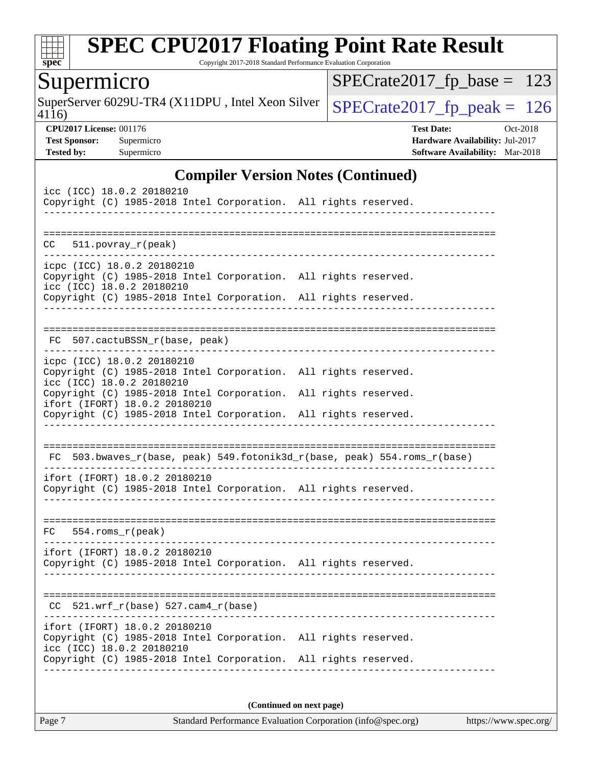## Compiler Version Notes (Continued)

```
icc (ICC) 18.0.2 20180210
Copyright (C) 1985-2018 Intel Corporation.  All rights reserved.
------------------------------------------------------------------------------

==============================================================================
CC  511.povray_r(peak)
------------------------------------------------------------------------------
icpc (ICC) 18.0.2 20180210
Copyright (C) 1985-2018 Intel Corporation.  All rights reserved.
icc (ICC) 18.0.2 20180210
Copyright (C) 1985-2018 Intel Corporation.  All rights reserved.
------------------------------------------------------------------------------

==============================================================================
 FC  507.cactuBSSN_r(base, peak)
------------------------------------------------------------------------------
icpc (ICC) 18.0.2 20180210
Copyright (C) 1985-2018 Intel Corporation.  All rights reserved.
icc (ICC) 18.0.2 20180210
Copyright (C) 1985-2018 Intel Corporation.  All rights reserved.
ifort (IFORT) 18.0.2 20180210
Copyright (C) 1985-2018 Intel Corporation.  All rights reserved.
------------------------------------------------------------------------------

==============================================================================
 FC  503.bwaves_r(base, peak) 549.fotonik3d_r(base, peak) 554.roms_r(base)
------------------------------------------------------------------------------
ifort (IFORT) 18.0.2 20180210
Copyright (C) 1985-2018 Intel Corporation.  All rights reserved.
------------------------------------------------------------------------------

==============================================================================
FC  554.roms_r(peak)
------------------------------------------------------------------------------
ifort (IFORT) 18.0.2 20180210
Copyright (C) 1985-2018 Intel Corporation.  All rights reserved.
------------------------------------------------------------------------------

==============================================================================
 CC  521.wrf_r(base) 527.cam4_r(base)
------------------------------------------------------------------------------
ifort (IFORT) 18.0.2 20180210
Copyright (C) 1985-2018 Intel Corporation.  All rights reserved.
icc (ICC) 18.0.2 20180210
Copyright (C) 1985-2018 Intel Corporation.  All rights reserved.
------------------------------------------------------------------------------
```

**(Continued on next page)**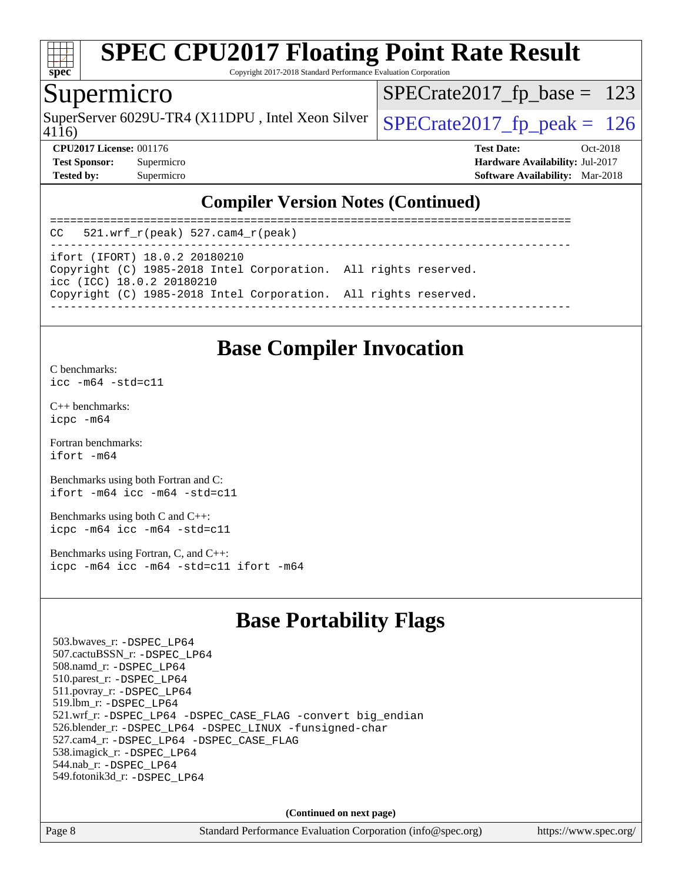## Compiler Version Notes (Continued)

```
==============================================================================
CC  521.wrf_r(peak) 527.cam4_r(peak)
------------------------------------------------------------------------------
ifort (IFORT) 18.0.2 20180210
Copyright (C) 1985-2018 Intel Corporation.  All rights reserved.
icc (ICC) 18.0.2 20180210
Copyright (C) 1985-2018 Intel Corporation.  All rights reserved.
------------------------------------------------------------------------------
```

## Base Compiler Invocation

C benchmarks:
`icc -m64 -std=c11`

C++ benchmarks:
`icpc -m64`

Fortran benchmarks:
`ifort -m64`

Benchmarks using both Fortran and C:
`ifort -m64 icc -m64 -std=c11`

Benchmarks using both C and C++:
`icpc -m64 icc -m64 -std=c11`

Benchmarks using Fortran, C, and C++:
`icpc -m64 icc -m64 -std=c11 ifort -m64`

## Base Portability Flags

503.bwaves_r: `-DSPEC_LP64`
507.cactuBSSN_r: `-DSPEC_LP64`
508.namd_r: `-DSPEC_LP64`
510.parest_r: `-DSPEC_LP64`
511.povray_r: `-DSPEC_LP64`
519.lbm_r: `-DSPEC_LP64`
521.wrf_r: `-DSPEC_LP64 -DSPEC_CASE_FLAG -convert big_endian`
526.blender_r: `-DSPEC_LP64 -DSPEC_LINUX -funsigned-char`
527.cam4_r: `-DSPEC_LP64 -DSPEC_CASE_FLAG`
538.imagick_r: `-DSPEC_LP64`
544.nab_r: `-DSPEC_LP64`
549.fotonik3d_r: `-DSPEC_LP64`

**(Continued on next page)**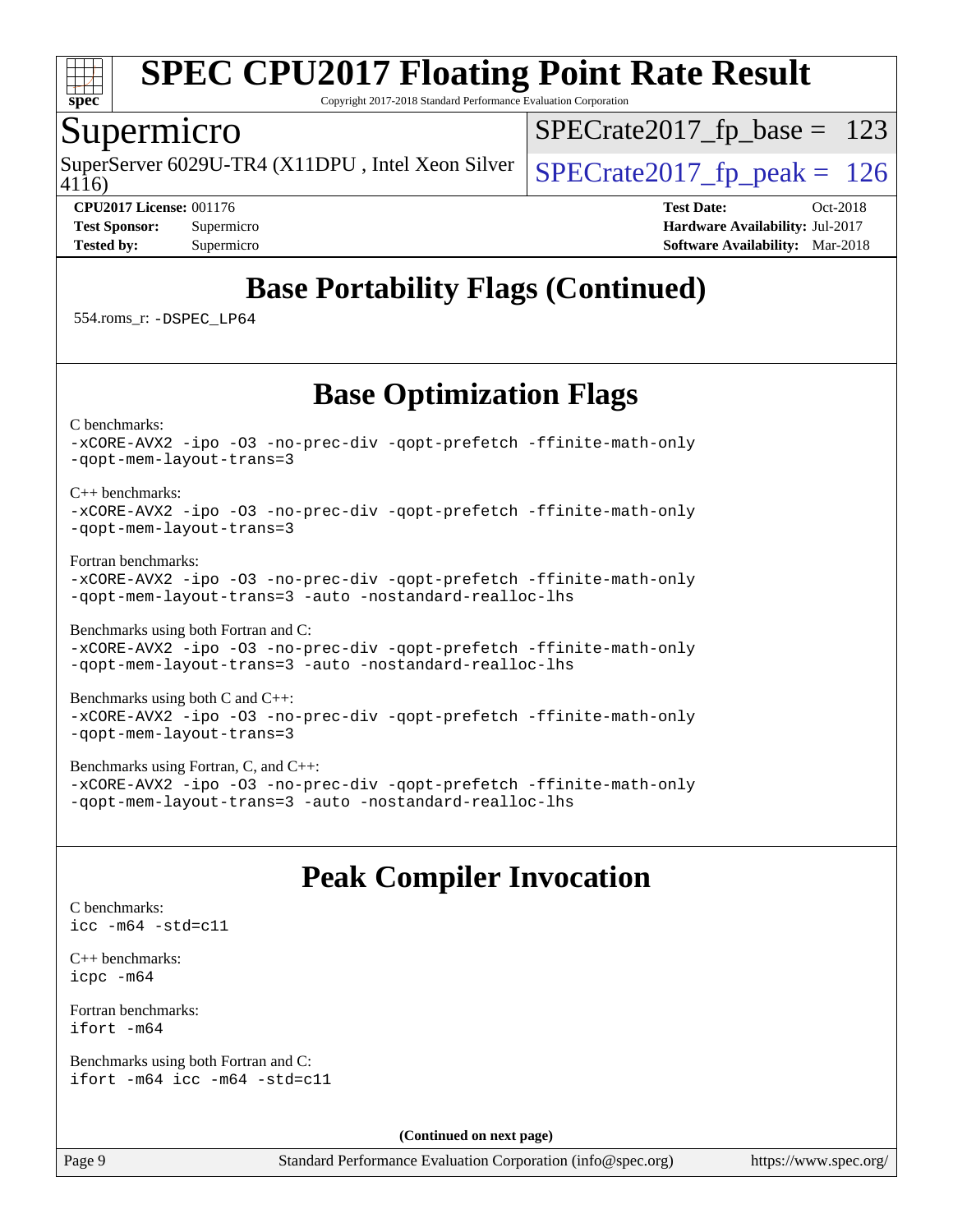## Base Portability Flags (Continued)

554.roms_r: -DSPEC_LP64

## Base Optimization Flags

C benchmarks:
-xCORE-AVX2 -ipo -O3 -no-prec-div -qopt-prefetch -ffinite-math-only
-qopt-mem-layout-trans=3

C++ benchmarks:
-xCORE-AVX2 -ipo -O3 -no-prec-div -qopt-prefetch -ffinite-math-only
-qopt-mem-layout-trans=3

Fortran benchmarks:
-xCORE-AVX2 -ipo -O3 -no-prec-div -qopt-prefetch -ffinite-math-only
-qopt-mem-layout-trans=3 -auto -nostandard-realloc-lhs

Benchmarks using both Fortran and C:
-xCORE-AVX2 -ipo -O3 -no-prec-div -qopt-prefetch -ffinite-math-only
-qopt-mem-layout-trans=3 -auto -nostandard-realloc-lhs

Benchmarks using both C and C++:
-xCORE-AVX2 -ipo -O3 -no-prec-div -qopt-prefetch -ffinite-math-only
-qopt-mem-layout-trans=3

Benchmarks using Fortran, C, and C++:
-xCORE-AVX2 -ipo -O3 -no-prec-div -qopt-prefetch -ffinite-math-only
-qopt-mem-layout-trans=3 -auto -nostandard-realloc-lhs

## Peak Compiler Invocation

C benchmarks:
icc -m64 -std=c11

C++ benchmarks:
icpc -m64

Fortran benchmarks:
ifort -m64

Benchmarks using both Fortran and C:
ifort -m64 icc -m64 -std=c11

**(Continued on next page)**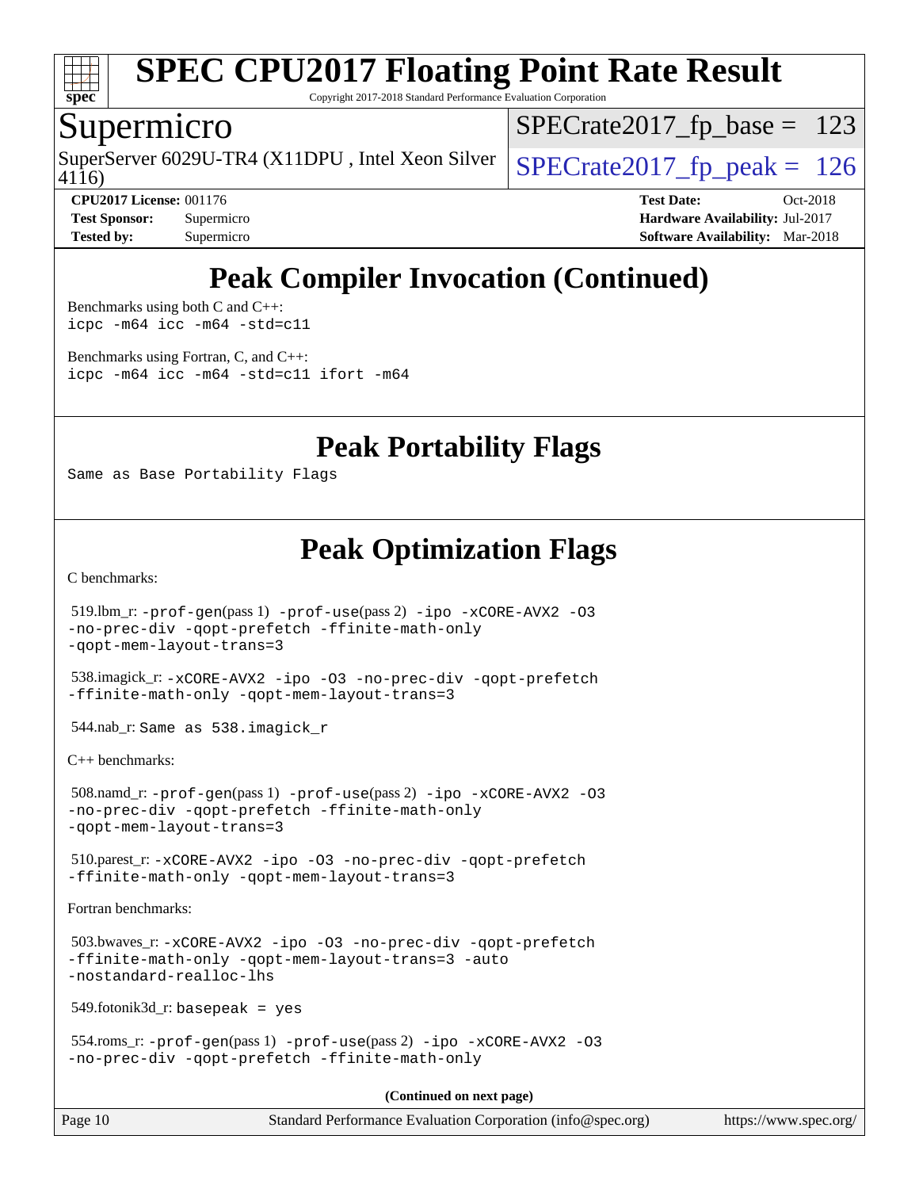# Peak Compiler Invocation (Continued)

Benchmarks using both C and C++:

```
icpc -m64 icc -m64 -std=c11
```

Benchmarks using Fortran, C, and C++:

```
icpc -m64 icc -m64 -std=c11 ifort -m64
```

# Peak Portability Flags

Same as Base Portability Flags

# Peak Optimization Flags

C benchmarks:

519.lbm_r: -prof-gen(pass 1) -prof-use(pass 2) -ipo -xCORE-AVX2 -O3 -no-prec-div -qopt-prefetch -ffinite-math-only -qopt-mem-layout-trans=3

538.imagick_r: -xCORE-AVX2 -ipo -O3 -no-prec-div -qopt-prefetch -ffinite-math-only -qopt-mem-layout-trans=3

544.nab_r: Same as 538.imagick_r

C++ benchmarks:

508.namd_r: -prof-gen(pass 1) -prof-use(pass 2) -ipo -xCORE-AVX2 -O3 -no-prec-div -qopt-prefetch -ffinite-math-only -qopt-mem-layout-trans=3

510.parest_r: -xCORE-AVX2 -ipo -O3 -no-prec-div -qopt-prefetch -ffinite-math-only -qopt-mem-layout-trans=3

Fortran benchmarks:

503.bwaves_r: -xCORE-AVX2 -ipo -O3 -no-prec-div -qopt-prefetch -ffinite-math-only -qopt-mem-layout-trans=3 -auto -nostandard-realloc-lhs

549.fotonik3d_r: basepeak = yes

554.roms_r: -prof-gen(pass 1) -prof-use(pass 2) -ipo -xCORE-AVX2 -O3 -no-prec-div -qopt-prefetch -ffinite-math-only

(Continued on next page)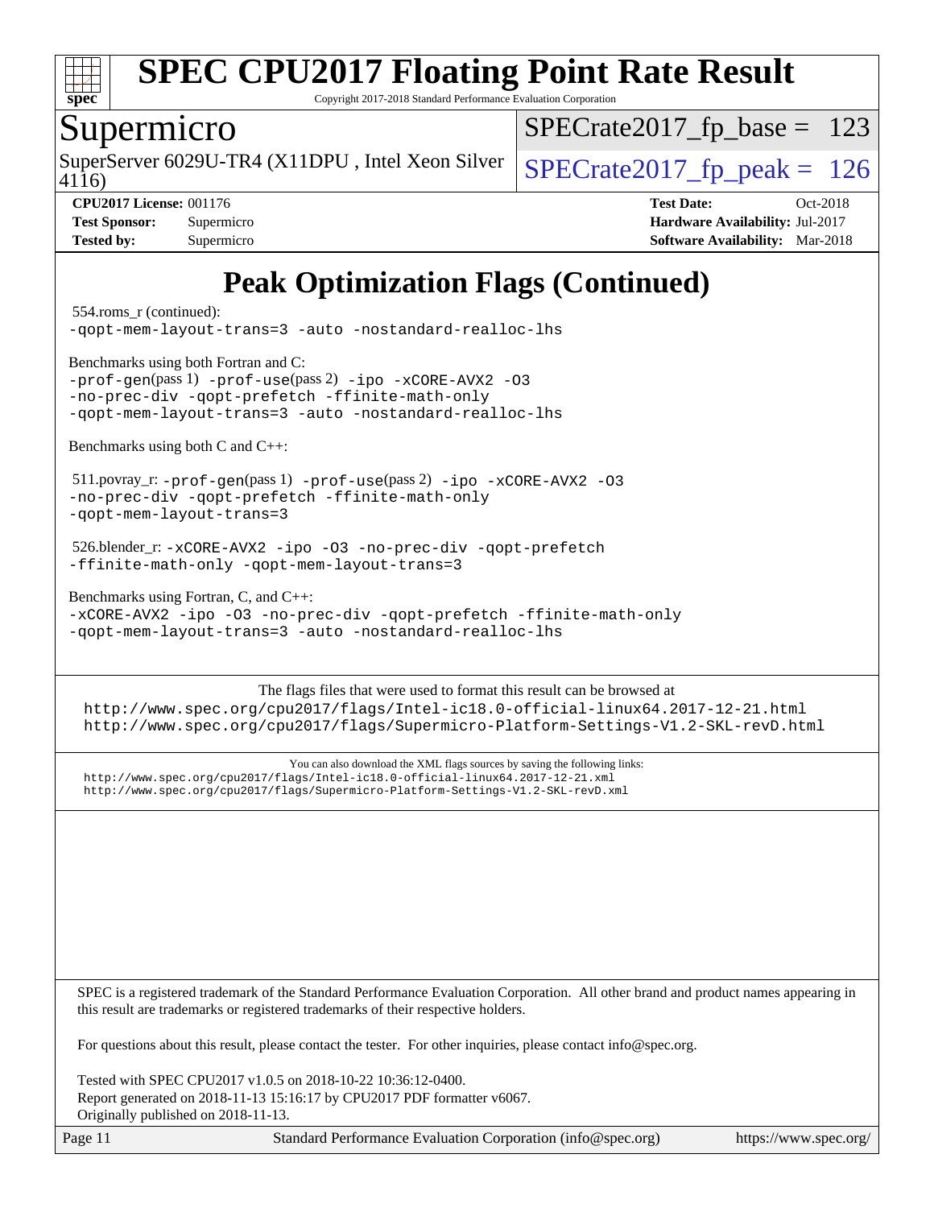# SPEC CPU2017 Floating Point Rate Result

Copyright 2017-2018 Standard Performance Evaluation Corporation

## Supermicro

SuperServer 6029U-TR4 (X11DPU , Intel Xeon Silver 4116)

SPECrate2017_fp_base = 123

SPECrate2017_fp_peak = 126

**CPU2017 License:** 001176
**Test Sponsor:** Supermicro
**Tested by:** Supermicro

**Test Date:** Oct-2018
**Hardware Availability:** Jul-2017
**Software Availability:** Mar-2018

# Peak Optimization Flags (Continued)

554.roms_r (continued):
-qopt-mem-layout-trans=3 -auto -nostandard-realloc-lhs

Benchmarks using both Fortran and C:
-prof-gen(pass 1) -prof-use(pass 2) -ipo -xCORE-AVX2 -O3
-no-prec-div -qopt-prefetch -ffinite-math-only
-qopt-mem-layout-trans=3 -auto -nostandard-realloc-lhs

Benchmarks using both C and C++:

511.povray_r: -prof-gen(pass 1) -prof-use(pass 2) -ipo -xCORE-AVX2 -O3
-no-prec-div -qopt-prefetch -ffinite-math-only
-qopt-mem-layout-trans=3

526.blender_r: -xCORE-AVX2 -ipo -O3 -no-prec-div -qopt-prefetch
-ffinite-math-only -qopt-mem-layout-trans=3

Benchmarks using Fortran, C, and C++:
-xCORE-AVX2 -ipo -O3 -no-prec-div -qopt-prefetch -ffinite-math-only
-qopt-mem-layout-trans=3 -auto -nostandard-realloc-lhs

The flags files that were used to format this result can be browsed at
http://www.spec.org/cpu2017/flags/Intel-ic18.0-official-linux64.2017-12-21.html
http://www.spec.org/cpu2017/flags/Supermicro-Platform-Settings-V1.2-SKL-revD.html

You can also download the XML flags sources by saving the following links:
http://www.spec.org/cpu2017/flags/Intel-ic18.0-official-linux64.2017-12-21.xml
http://www.spec.org/cpu2017/flags/Supermicro-Platform-Settings-V1.2-SKL-revD.xml

SPEC is a registered trademark of the Standard Performance Evaluation Corporation. All other brand and product names appearing in this result are trademarks or registered trademarks of their respective holders.

For questions about this result, please contact the tester. For other inquiries, please contact info@spec.org.

Tested with SPEC CPU2017 v1.0.5 on 2018-10-22 10:36:12-0400.
Report generated on 2018-11-13 15:16:17 by CPU2017 PDF formatter v6067.
Originally published on 2018-11-13.